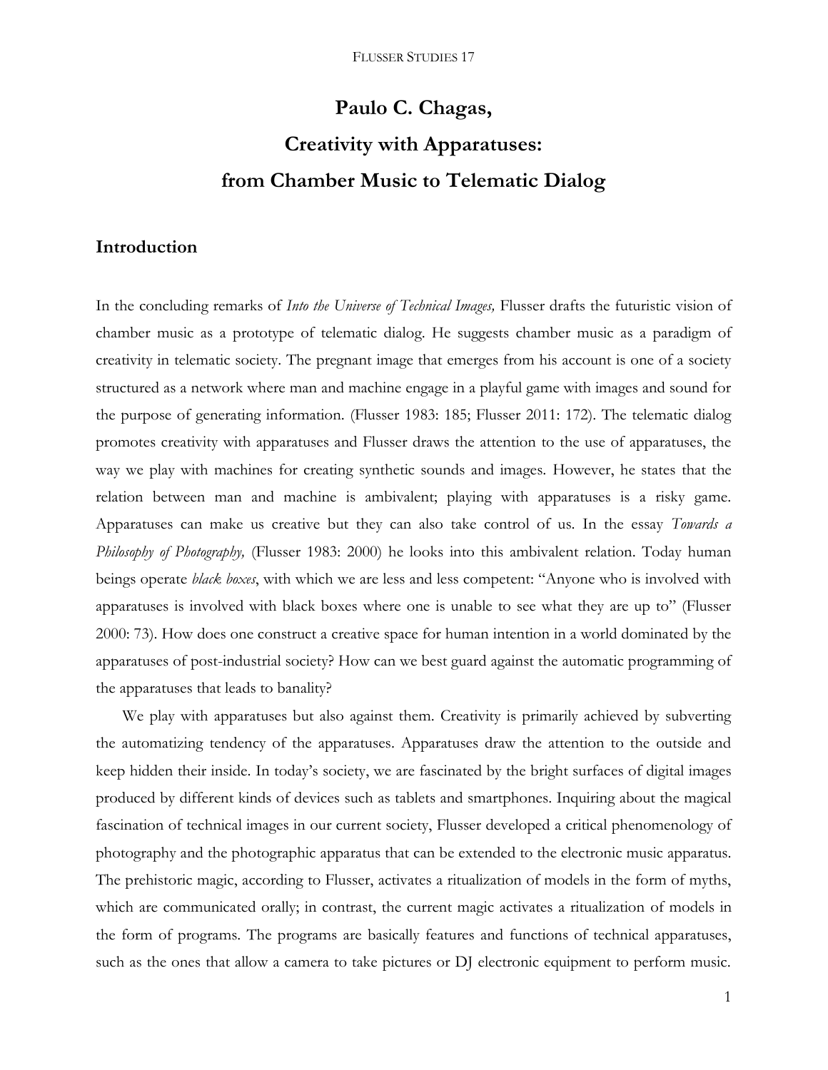# Paulo C. Chagas,

# Creativity with Apparatuses:

# from Chamber Music to Telematic Dialog

## Introduction

In the concluding remarks of *Into the Universe of Technical Images,* Flusser drafts the futuristic vision of chamber music as a prototype of telematic dialog. He suggests chamber music as a paradigm of creativity in telematic society. The pregnant image that emerges from his account is one of a society structured as a network where man and machine engage in a playful game with images and sound for the purpose of generating information. (Flusser 1983: 185; Flusser 2011: 172). The telematic dialog promotes creativity with apparatuses and Flusser draws the attention to the use of apparatuses, the way we play with machines for creating synthetic sounds and images. However, he states that the relation between man and machine is ambivalent; playing with apparatuses is a risky game. Apparatuses can make us creative but they can also take control of us. In the essay *Towards a Philosophy of Photography,* (Flusser 1983: 2000) he looks into this ambivalent relation. Today human beings operate *black boxes*, with which we are less and less competent: "Anyone who is involved with apparatuses is involved with black boxes where one is unable to see what they are up to" (Flusser 2000: 73). How does one construct a creative space for human intention in a world dominated by the apparatuses of post-industrial society? How can we best guard against the automatic programming of the apparatuses that leads to banality?

We play with apparatuses but also against them. Creativity is primarily achieved by subverting the automatizing tendency of the apparatuses. Apparatuses draw the attention to the outside and keep hidden their inside. In today's society, we are fascinated by the bright surfaces of digital images produced by different kinds of devices such as tablets and smartphones. Inquiring about the magical fascination of technical images in our current society, Flusser developed a critical phenomenology of photography and the photographic apparatus that can be extended to the electronic music apparatus. The prehistoric magic, according to Flusser, activates a ritualization of models in the form of myths, which are communicated orally; in contrast, the current magic activates a ritualization of models in the form of programs. The programs are basically features and functions of technical apparatuses, such as the ones that allow a camera to take pictures or DJ electronic equipment to perform music.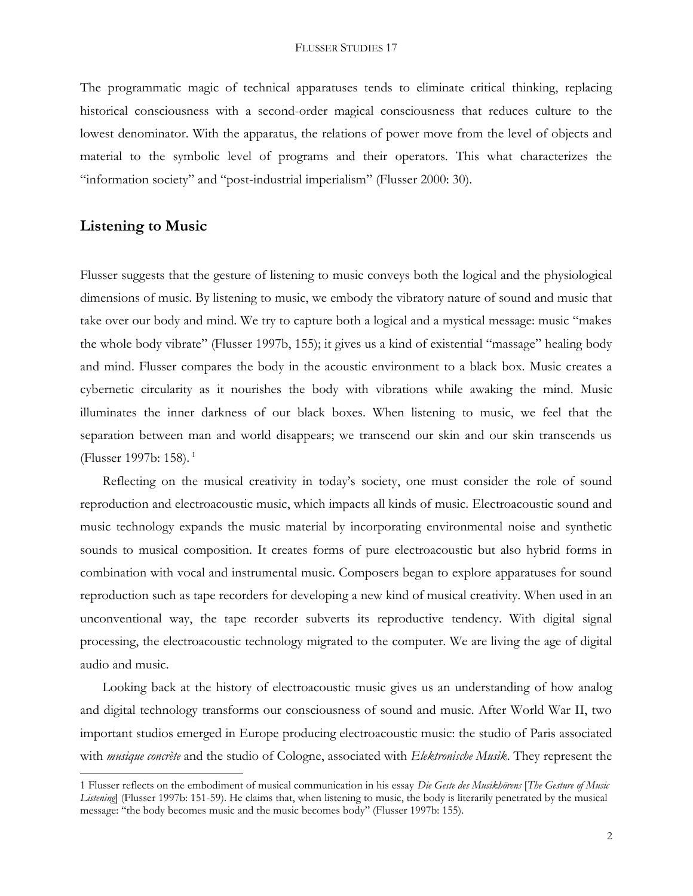The programmatic magic of technical apparatuses tends to eliminate critical thinking, replacing historical consciousness with a second-order magical consciousness that reduces culture to the lowest denominator. With the apparatus, the relations of power move from the level of objects and material to the symbolic level of programs and their operators. This what characterizes the "information society" and "post-industrial imperialism" (Flusser 2000: 30).

## Listening to Music

Flusser suggests that the gesture of listening to music conveys both the logical and the physiological dimensions of music. By listening to music, we embody the vibratory nature of sound and music that take over our body and mind. We try to capture both a logical and a mystical message: music "makes the whole body vibrate" (Flusser 1997b, 155); it gives us a kind of existential "massage" healing body and mind. Flusser compares the body in the acoustic environment to a black box. Music creates a cybernetic circularity as it nourishes the body with vibrations while awaking the mind. Music illuminates the inner darkness of our black boxes. When listening to music, we feel that the separation between man and world disappears; we transcend our skin and our skin transcends us (Flusser 1997b: 158). [1]

Reflecting on the musical creativity in today's society, one must consider the role of sound reproduction and electroacoustic music, which impacts all kinds of music. Electroacoustic sound and music technology expands the music material by incorporating environmental noise and synthetic sounds to musical composition. It creates forms of pure electroacoustic but also hybrid forms in combination with vocal and instrumental music. Composers began to explore apparatuses for sound reproduction such as tape recorders for developing a new kind of musical creativity. When used in an unconventional way, the tape recorder subverts its reproductive tendency. With digital signal processing, the electroacoustic technology migrated to the computer. We are living the age of digital audio and music.

Looking back at the history of electroacoustic music gives us an understanding of how analog and digital technology transforms our consciousness of sound and music. After World War II, two important studios emerged in Europe producing electroacoustic music: the studio of Paris associated with *musique concrète* and the studio of Cologne, associated with *Elektronische Musik*. They represent the

---

1 Flusser reflects on the embodiment of musical communication in his essay *Die Geste des Musikhörens* [*The Gesture of Music Listening*] (Flusser 1997b: 151-59). He claims that, when listening to music, the body is literarily penetrated by the musical message: "the body becomes music and the music becomes body" (Flusser 1997b: 155).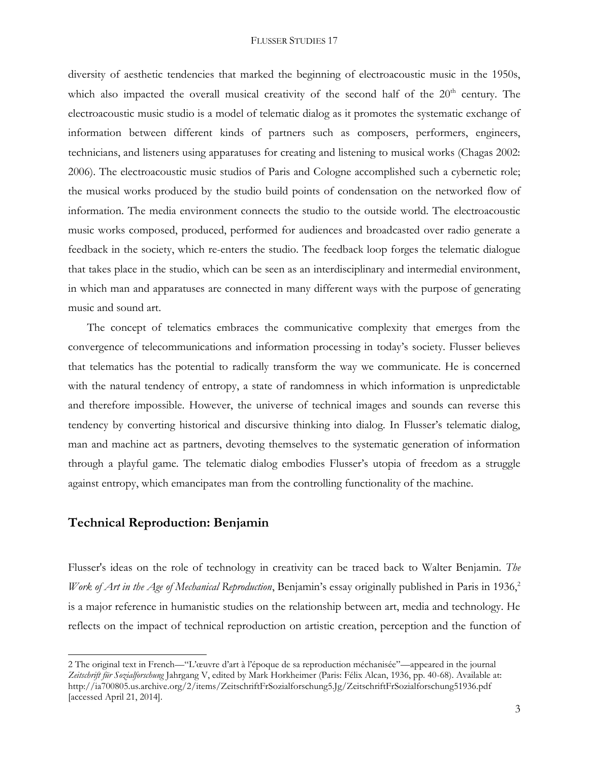diversity of aesthetic tendencies that marked the beginning of electroacoustic music in the 1950s, which also impacted the overall musical creativity of the second half of the 20th century. The electroacoustic music studio is a model of telematic dialog as it promotes the systematic exchange of information between different kinds of partners such as composers, performers, engineers, technicians, and listeners using apparatuses for creating and listening to musical works (Chagas 2002: 2006). The electroacoustic music studios of Paris and Cologne accomplished such a cybernetic role; the musical works produced by the studio build points of condensation on the networked flow of information. The media environment connects the studio to the outside world. The electroacoustic music works composed, produced, performed for audiences and broadcasted over radio generate a feedback in the society, which re-enters the studio. The feedback loop forges the telematic dialogue that takes place in the studio, which can be seen as an interdisciplinary and intermedial environment, in which man and apparatuses are connected in many different ways with the purpose of generating music and sound art.

The concept of telematics embraces the communicative complexity that emerges from the convergence of telecommunications and information processing in today's society. Flusser believes that telematics has the potential to radically transform the way we communicate. He is concerned with the natural tendency of entropy, a state of randomness in which information is unpredictable and therefore impossible. However, the universe of technical images and sounds can reverse this tendency by converting historical and discursive thinking into dialog. In Flusser's telematic dialog, man and machine act as partners, devoting themselves to the systematic generation of information through a playful game. The telematic dialog embodies Flusser's utopia of freedom as a struggle against entropy, which emancipates man from the controlling functionality of the machine.

## Technical Reproduction: Benjamin

Flusser's ideas on the role of technology in creativity can be traced back to Walter Benjamin. *The Work of Art in the Age of Mechanical Reproduction*, Benjamin's essay originally published in Paris in 1936,[2] is a major reference in humanistic studies on the relationship between art, media and technology. He reflects on the impact of technical reproduction on artistic creation, perception and the function of

---

2 The original text in French—"L'œuvre d'art à l'époque de sa reproduction méchanisée"—appeared in the journal *Zeitschrift für Sozialforschung* Jahrgang V, edited by Mark Horkheimer (Paris: Félix Alcan, 1936, pp. 40-68). Available at: http://ia700805.us.archive.org/2/items/ZeitschriftFrSozialforschung5.Jg/ZeitschriftFrSozialforschung51936.pdf [accessed April 21, 2014].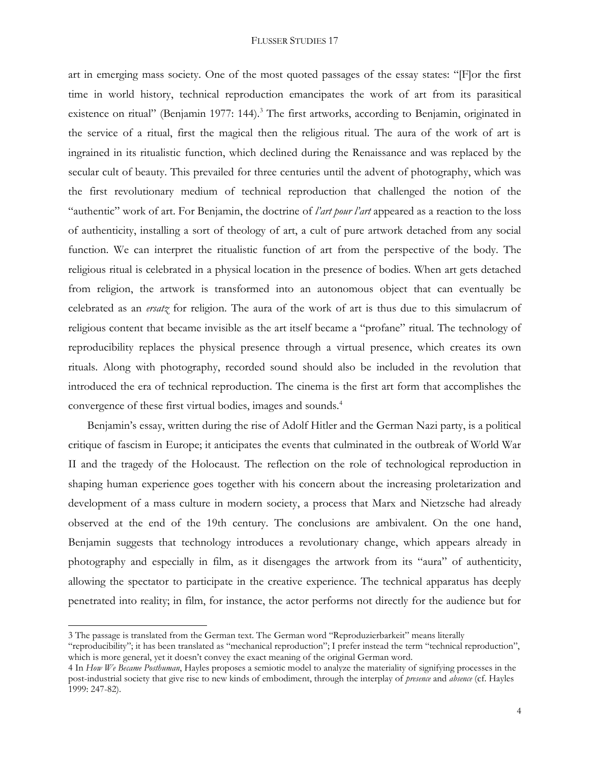art in emerging mass society. One of the most quoted passages of the essay states: "[F]or the first time in world history, technical reproduction emancipates the work of art from its parasitical existence on ritual" (Benjamin 1977: 144).[3] The first artworks, according to Benjamin, originated in the service of a ritual, first the magical then the religious ritual. The aura of the work of art is ingrained in its ritualistic function, which declined during the Renaissance and was replaced by the secular cult of beauty. This prevailed for three centuries until the advent of photography, which was the first revolutionary medium of technical reproduction that challenged the notion of the "authentic" work of art. For Benjamin, the doctrine of *l'art pour l'art* appeared as a reaction to the loss of authenticity, installing a sort of theology of art, a cult of pure artwork detached from any social function. We can interpret the ritualistic function of art from the perspective of the body. The religious ritual is celebrated in a physical location in the presence of bodies. When art gets detached from religion, the artwork is transformed into an autonomous object that can eventually be celebrated as an *ersatz* for religion. The aura of the work of art is thus due to this simulacrum of religious content that became invisible as the art itself became a "profane" ritual. The technology of reproducibility replaces the physical presence through a virtual presence, which creates its own rituals. Along with photography, recorded sound should also be included in the revolution that introduced the era of technical reproduction. The cinema is the first art form that accomplishes the convergence of these first virtual bodies, images and sounds.[4]

Benjamin's essay, written during the rise of Adolf Hitler and the German Nazi party, is a political critique of fascism in Europe; it anticipates the events that culminated in the outbreak of World War II and the tragedy of the Holocaust. The reflection on the role of technological reproduction in shaping human experience goes together with his concern about the increasing proletarization and development of a mass culture in modern society, a process that Marx and Nietzsche had already observed at the end of the 19th century. The conclusions are ambivalent. On the one hand, Benjamin suggests that technology introduces a revolutionary change, which appears already in photography and especially in film, as it disengages the artwork from its "aura" of authenticity, allowing the spectator to participate in the creative experience. The technical apparatus has deeply penetrated into reality; in film, for instance, the actor performs not directly for the audience but for

---

3 The passage is translated from the German text. The German word "Reproduzierbarkeit" means literally "reproducibility"; it has been translated as "mechanical reproduction"; I prefer instead the term "technical reproduction", which is more general, yet it doesn't convey the exact meaning of the original German word.

4 In *How We Became Posthuman*, Hayles proposes a semiotic model to analyze the materiality of signifying processes in the post-industrial society that give rise to new kinds of embodiment, through the interplay of *presence* and *absence* (cf. Hayles 1999: 247-82).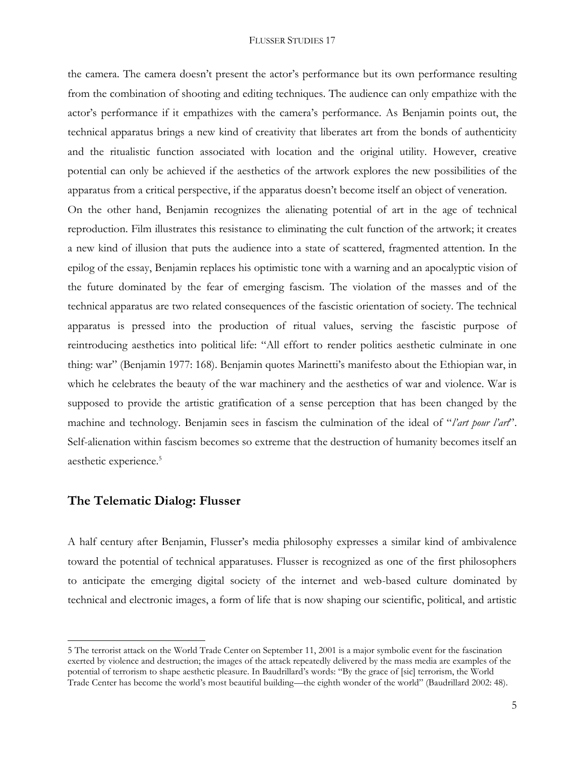the camera. The camera doesn't present the actor's performance but its own performance resulting from the combination of shooting and editing techniques. The audience can only empathize with the actor's performance if it empathizes with the camera's performance. As Benjamin points out, the technical apparatus brings a new kind of creativity that liberates art from the bonds of authenticity and the ritualistic function associated with location and the original utility. However, creative potential can only be achieved if the aesthetics of the artwork explores the new possibilities of the apparatus from a critical perspective, if the apparatus doesn't become itself an object of veneration.

On the other hand, Benjamin recognizes the alienating potential of art in the age of technical reproduction. Film illustrates this resistance to eliminating the cult function of the artwork; it creates a new kind of illusion that puts the audience into a state of scattered, fragmented attention. In the epilog of the essay, Benjamin replaces his optimistic tone with a warning and an apocalyptic vision of the future dominated by the fear of emerging fascism. The violation of the masses and of the technical apparatus are two related consequences of the fascistic orientation of society. The technical apparatus is pressed into the production of ritual values, serving the fascistic purpose of reintroducing aesthetics into political life: "All effort to render politics aesthetic culminate in one thing: war" (Benjamin 1977: 168). Benjamin quotes Marinetti's manifesto about the Ethiopian war, in which he celebrates the beauty of the war machinery and the aesthetics of war and violence. War is supposed to provide the artistic gratification of a sense perception that has been changed by the machine and technology. Benjamin sees in fascism the culmination of the ideal of "*l'art pour l'art*". Self-alienation within fascism becomes so extreme that the destruction of humanity becomes itself an aesthetic experience.[5]

## The Telematic Dialog: Flusser

A half century after Benjamin, Flusser's media philosophy expresses a similar kind of ambivalence toward the potential of technical apparatuses. Flusser is recognized as one of the first philosophers to anticipate the emerging digital society of the internet and web-based culture dominated by technical and electronic images, a form of life that is now shaping our scientific, political, and artistic

5 The terrorist attack on the World Trade Center on September 11, 2001 is a major symbolic event for the fascination exerted by violence and destruction; the images of the attack repeatedly delivered by the mass media are examples of the potential of terrorism to shape aesthetic pleasure. In Baudrillard's words: "By the grace of [sic] terrorism, the World Trade Center has become the world's most beautiful building—the eighth wonder of the world" (Baudrillard 2002: 48).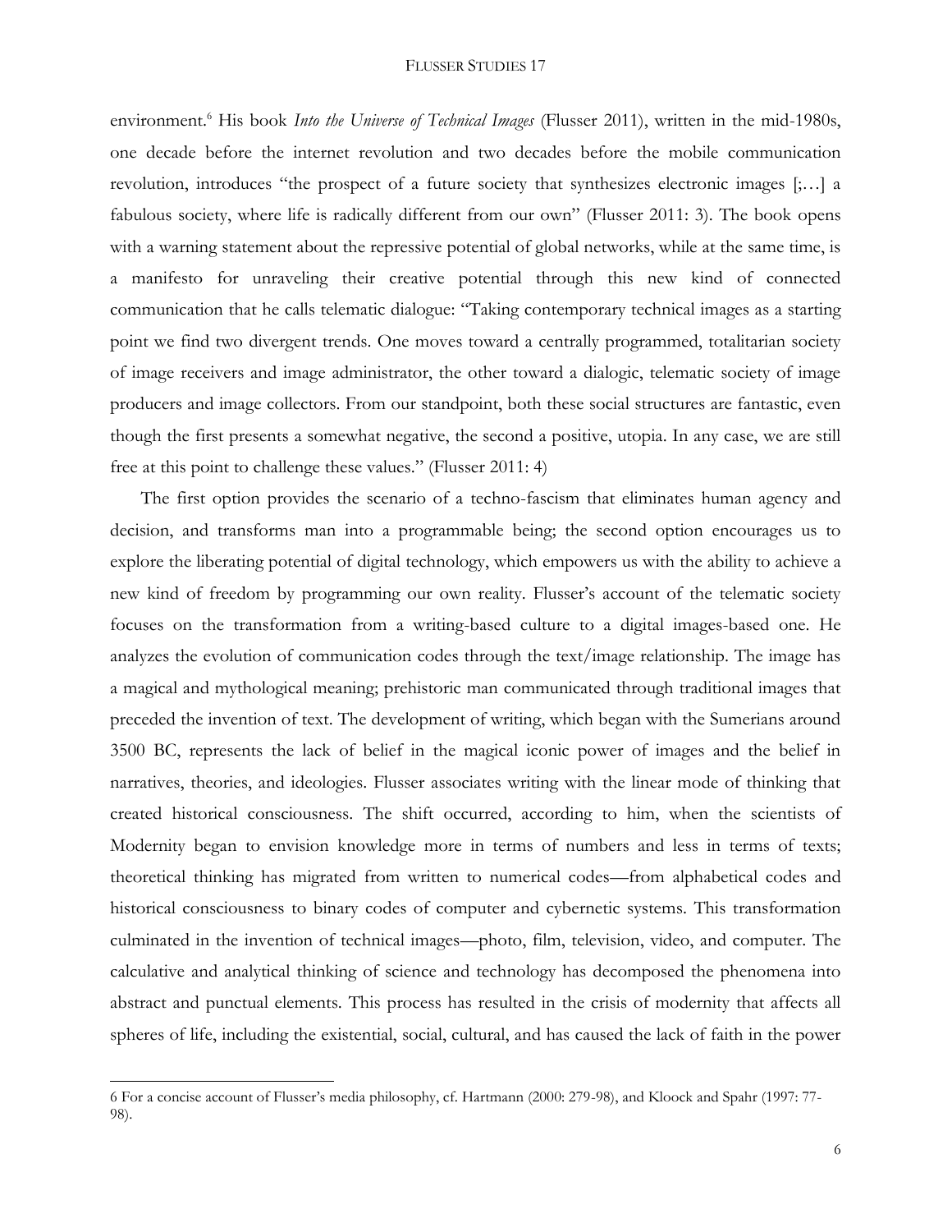environment.[6] His book *Into the Universe of Technical Images* (Flusser 2011), written in the mid-1980s, one decade before the internet revolution and two decades before the mobile communication revolution, introduces "the prospect of a future society that synthesizes electronic images [;…] a fabulous society, where life is radically different from our own" (Flusser 2011: 3). The book opens with a warning statement about the repressive potential of global networks, while at the same time, is a manifesto for unraveling their creative potential through this new kind of connected communication that he calls telematic dialogue: "Taking contemporary technical images as a starting point we find two divergent trends. One moves toward a centrally programmed, totalitarian society of image receivers and image administrator, the other toward a dialogic, telematic society of image producers and image collectors. From our standpoint, both these social structures are fantastic, even though the first presents a somewhat negative, the second a positive, utopia. In any case, we are still free at this point to challenge these values." (Flusser 2011: 4)

The first option provides the scenario of a techno-fascism that eliminates human agency and decision, and transforms man into a programmable being; the second option encourages us to explore the liberating potential of digital technology, which empowers us with the ability to achieve a new kind of freedom by programming our own reality. Flusser's account of the telematic society focuses on the transformation from a writing-based culture to a digital images-based one. He analyzes the evolution of communication codes through the text/image relationship. The image has a magical and mythological meaning; prehistoric man communicated through traditional images that preceded the invention of text. The development of writing, which began with the Sumerians around 3500 BC, represents the lack of belief in the magical iconic power of images and the belief in narratives, theories, and ideologies. Flusser associates writing with the linear mode of thinking that created historical consciousness. The shift occurred, according to him, when the scientists of Modernity began to envision knowledge more in terms of numbers and less in terms of texts; theoretical thinking has migrated from written to numerical codes—from alphabetical codes and historical consciousness to binary codes of computer and cybernetic systems. This transformation culminated in the invention of technical images—photo, film, television, video, and computer. The calculative and analytical thinking of science and technology has decomposed the phenomena into abstract and punctual elements. This process has resulted in the crisis of modernity that affects all spheres of life, including the existential, social, cultural, and has caused the lack of faith in the power

6 For a concise account of Flusser's media philosophy, cf. Hartmann (2000: 279-98), and Kloock and Spahr (1997: 77-98).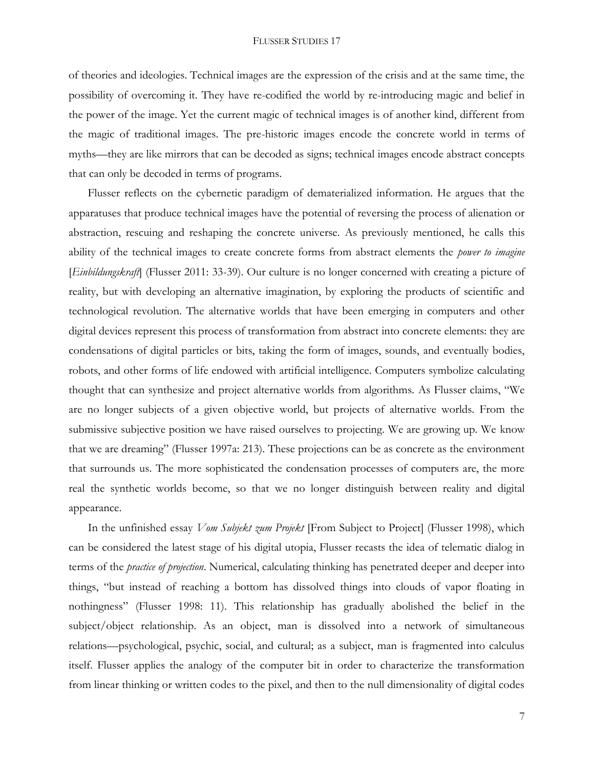of theories and ideologies. Technical images are the expression of the crisis and at the same time, the possibility of overcoming it. They have re-codified the world by re-introducing magic and belief in the power of the image. Yet the current magic of technical images is of another kind, different from the magic of traditional images. The pre-historic images encode the concrete world in terms of myths—they are like mirrors that can be decoded as signs; technical images encode abstract concepts that can only be decoded in terms of programs.

Flusser reflects on the cybernetic paradigm of dematerialized information. He argues that the apparatuses that produce technical images have the potential of reversing the process of alienation or abstraction, rescuing and reshaping the concrete universe. As previously mentioned, he calls this ability of the technical images to create concrete forms from abstract elements the *power to imagine* [*Einbildungskraft*] (Flusser 2011: 33-39). Our culture is no longer concerned with creating a picture of reality, but with developing an alternative imagination, by exploring the products of scientific and technological revolution. The alternative worlds that have been emerging in computers and other digital devices represent this process of transformation from abstract into concrete elements: they are condensations of digital particles or bits, taking the form of images, sounds, and eventually bodies, robots, and other forms of life endowed with artificial intelligence. Computers symbolize calculating thought that can synthesize and project alternative worlds from algorithms. As Flusser claims, "We are no longer subjects of a given objective world, but projects of alternative worlds. From the submissive subjective position we have raised ourselves to projecting. We are growing up. We know that we are dreaming" (Flusser 1997a: 213). These projections can be as concrete as the environment that surrounds us. The more sophisticated the condensation processes of computers are, the more real the synthetic worlds become, so that we no longer distinguish between reality and digital appearance.

In the unfinished essay *Vom Subjekt zum Projekt* [From Subject to Project] (Flusser 1998), which can be considered the latest stage of his digital utopia, Flusser recasts the idea of telematic dialog in terms of the *practice of projection*. Numerical, calculating thinking has penetrated deeper and deeper into things, "but instead of reaching a bottom has dissolved things into clouds of vapor floating in nothingness" (Flusser 1998: 11). This relationship has gradually abolished the belief in the subject/object relationship. As an object, man is dissolved into a network of simultaneous relations—psychological, psychic, social, and cultural; as a subject, man is fragmented into calculus itself. Flusser applies the analogy of the computer bit in order to characterize the transformation from linear thinking or written codes to the pixel, and then to the null dimensionality of digital codes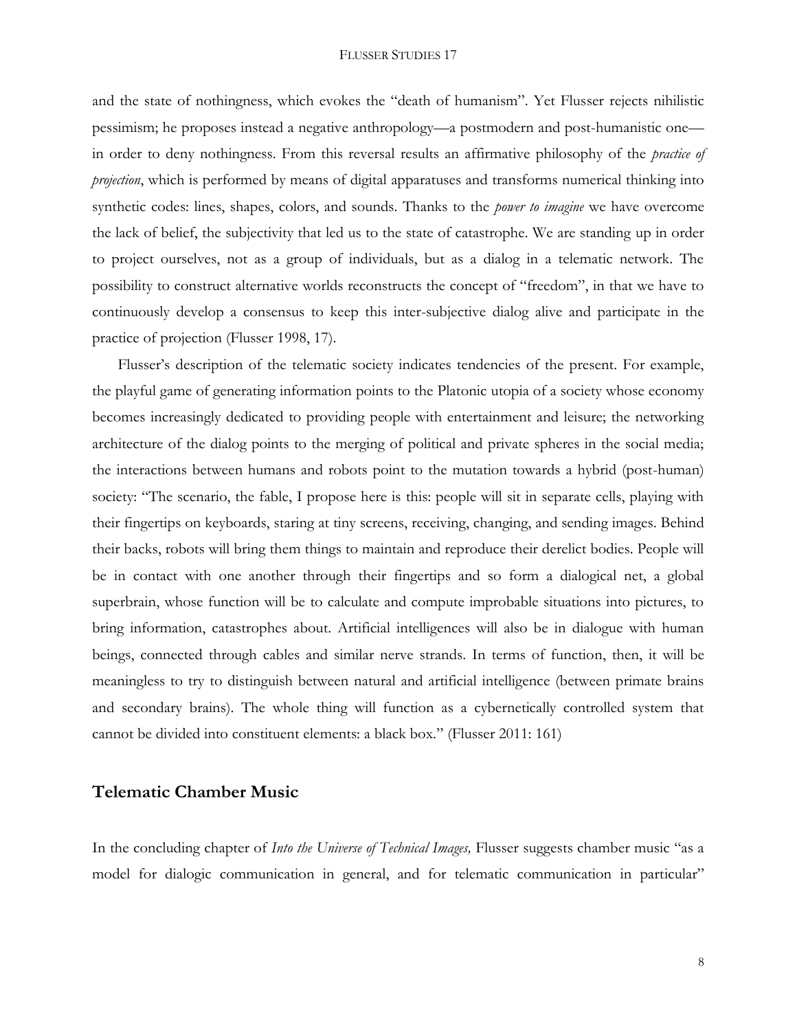and the state of nothingness, which evokes the "death of humanism". Yet Flusser rejects nihilistic pessimism; he proposes instead a negative anthropology—a postmodern and post-humanistic one—in order to deny nothingness. From this reversal results an affirmative philosophy of the *practice of projection*, which is performed by means of digital apparatuses and transforms numerical thinking into synthetic codes: lines, shapes, colors, and sounds. Thanks to the *power to imagine* we have overcome the lack of belief, the subjectivity that led us to the state of catastrophe. We are standing up in order to project ourselves, not as a group of individuals, but as a dialog in a telematic network. The possibility to construct alternative worlds reconstructs the concept of "freedom", in that we have to continuously develop a consensus to keep this inter-subjective dialog alive and participate in the practice of projection (Flusser 1998, 17).

Flusser's description of the telematic society indicates tendencies of the present. For example, the playful game of generating information points to the Platonic utopia of a society whose economy becomes increasingly dedicated to providing people with entertainment and leisure; the networking architecture of the dialog points to the merging of political and private spheres in the social media; the interactions between humans and robots point to the mutation towards a hybrid (post-human) society: "The scenario, the fable, I propose here is this: people will sit in separate cells, playing with their fingertips on keyboards, staring at tiny screens, receiving, changing, and sending images. Behind their backs, robots will bring them things to maintain and reproduce their derelict bodies. People will be in contact with one another through their fingertips and so form a dialogical net, a global superbrain, whose function will be to calculate and compute improbable situations into pictures, to bring information, catastrophes about. Artificial intelligences will also be in dialogue with human beings, connected through cables and similar nerve strands. In terms of function, then, it will be meaningless to try to distinguish between natural and artificial intelligence (between primate brains and secondary brains). The whole thing will function as a cybernetically controlled system that cannot be divided into constituent elements: a black box." (Flusser 2011: 161)

## Telematic Chamber Music

In the concluding chapter of *Into the Universe of Technical Images,* Flusser suggests chamber music "as a model for dialogic communication in general, and for telematic communication in particular"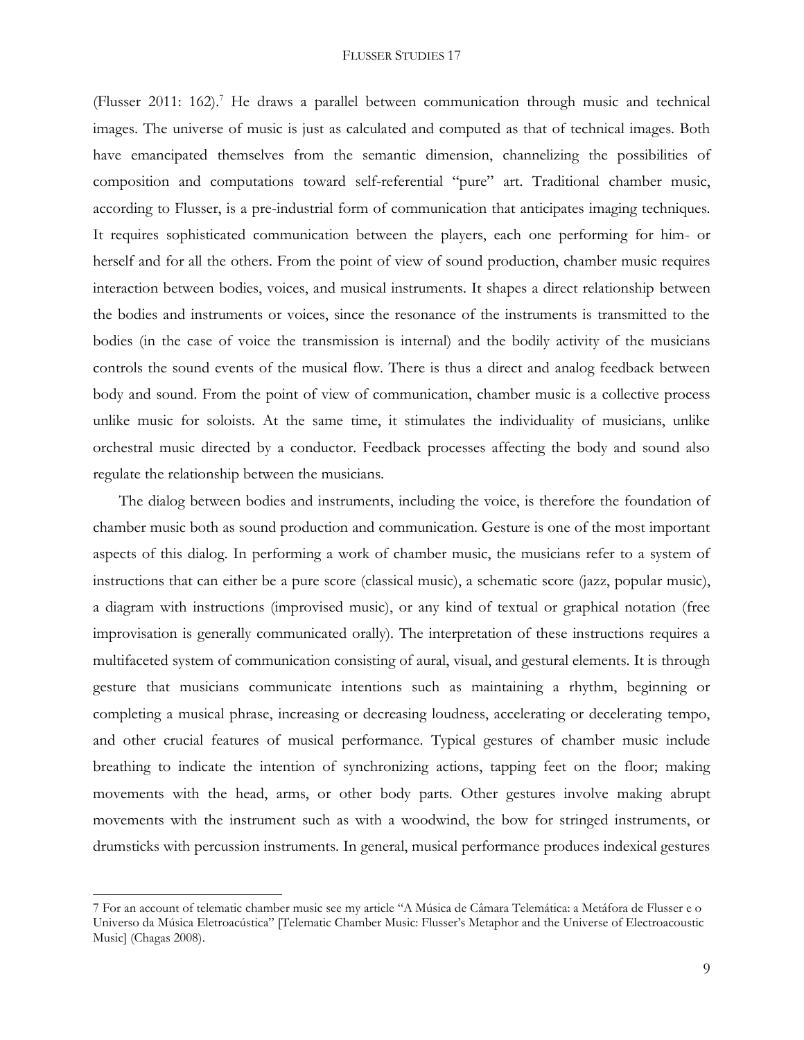(Flusser 2011: 162).[7] He draws a parallel between communication through music and technical images. The universe of music is just as calculated and computed as that of technical images. Both have emancipated themselves from the semantic dimension, channelizing the possibilities of composition and computations toward self-referential "pure" art. Traditional chamber music, according to Flusser, is a pre-industrial form of communication that anticipates imaging techniques. It requires sophisticated communication between the players, each one performing for him- or herself and for all the others. From the point of view of sound production, chamber music requires interaction between bodies, voices, and musical instruments. It shapes a direct relationship between the bodies and instruments or voices, since the resonance of the instruments is transmitted to the bodies (in the case of voice the transmission is internal) and the bodily activity of the musicians controls the sound events of the musical flow. There is thus a direct and analog feedback between body and sound. From the point of view of communication, chamber music is a collective process unlike music for soloists. At the same time, it stimulates the individuality of musicians, unlike orchestral music directed by a conductor. Feedback processes affecting the body and sound also regulate the relationship between the musicians.

The dialog between bodies and instruments, including the voice, is therefore the foundation of chamber music both as sound production and communication. Gesture is one of the most important aspects of this dialog. In performing a work of chamber music, the musicians refer to a system of instructions that can either be a pure score (classical music), a schematic score (jazz, popular music), a diagram with instructions (improvised music), or any kind of textual or graphical notation (free improvisation is generally communicated orally). The interpretation of these instructions requires a multifaceted system of communication consisting of aural, visual, and gestural elements. It is through gesture that musicians communicate intentions such as maintaining a rhythm, beginning or completing a musical phrase, increasing or decreasing loudness, accelerating or decelerating tempo, and other crucial features of musical performance. Typical gestures of chamber music include breathing to indicate the intention of synchronizing actions, tapping feet on the floor; making movements with the head, arms, or other body parts. Other gestures involve making abrupt movements with the instrument such as with a woodwind, the bow for stringed instruments, or drumsticks with percussion instruments. In general, musical performance produces indexical gestures

7 For an account of telematic chamber music see my article "A Música de Câmara Telemática: a Metáfora de Flusser e o Universo da Música Eletroacústica" [Telematic Chamber Music: Flusser's Metaphor and the Universe of Electroacoustic Music] (Chagas 2008).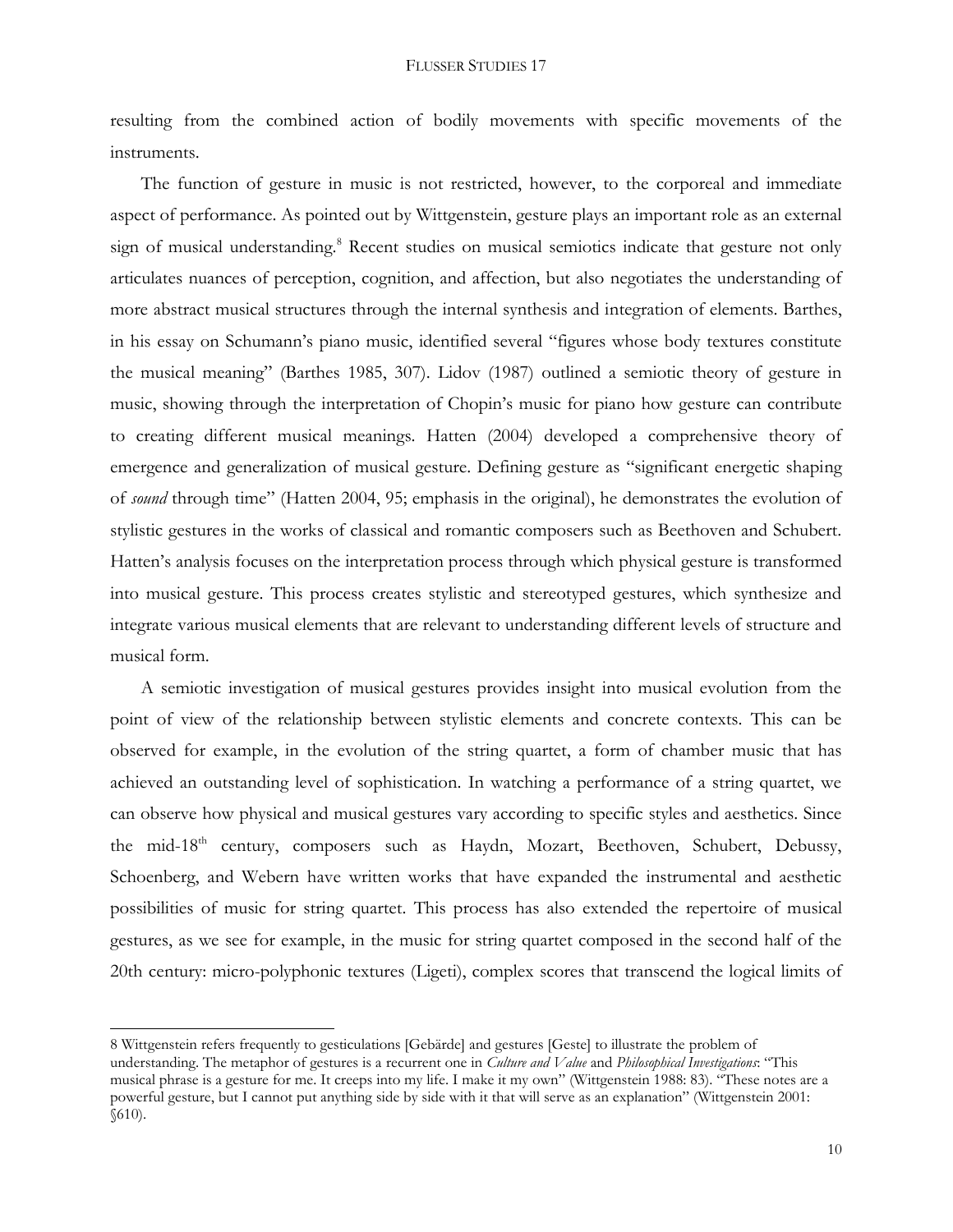resulting from the combined action of bodily movements with specific movements of the instruments.

The function of gesture in music is not restricted, however, to the corporeal and immediate aspect of performance. As pointed out by Wittgenstein, gesture plays an important role as an external sign of musical understanding.[8] Recent studies on musical semiotics indicate that gesture not only articulates nuances of perception, cognition, and affection, but also negotiates the understanding of more abstract musical structures through the internal synthesis and integration of elements. Barthes, in his essay on Schumann's piano music, identified several "figures whose body textures constitute the musical meaning" (Barthes 1985, 307). Lidov (1987) outlined a semiotic theory of gesture in music, showing through the interpretation of Chopin's music for piano how gesture can contribute to creating different musical meanings. Hatten (2004) developed a comprehensive theory of emergence and generalization of musical gesture. Defining gesture as "significant energetic shaping of *sound* through time" (Hatten 2004, 95; emphasis in the original), he demonstrates the evolution of stylistic gestures in the works of classical and romantic composers such as Beethoven and Schubert. Hatten's analysis focuses on the interpretation process through which physical gesture is transformed into musical gesture. This process creates stylistic and stereotyped gestures, which synthesize and integrate various musical elements that are relevant to understanding different levels of structure and musical form.

A semiotic investigation of musical gestures provides insight into musical evolution from the point of view of the relationship between stylistic elements and concrete contexts. This can be observed for example, in the evolution of the string quartet, a form of chamber music that has achieved an outstanding level of sophistication. In watching a performance of a string quartet, we can observe how physical and musical gestures vary according to specific styles and aesthetics. Since the mid-18th century, composers such as Haydn, Mozart, Beethoven, Schubert, Debussy, Schoenberg, and Webern have written works that have expanded the instrumental and aesthetic possibilities of music for string quartet. This process has also extended the repertoire of musical gestures, as we see for example, in the music for string quartet composed in the second half of the 20th century: micro-polyphonic textures (Ligeti), complex scores that transcend the logical limits of

---

8 Wittgenstein refers frequently to gesticulations [Gebärde] and gestures [Geste] to illustrate the problem of understanding. The metaphor of gestures is a recurrent one in *Culture and Value* and *Philosophical Investigations*: "This musical phrase is a gesture for me. It creeps into my life. I make it my own" (Wittgenstein 1988: 83). "These notes are a powerful gesture, but I cannot put anything side by side with it that will serve as an explanation" (Wittgenstein 2001: §610).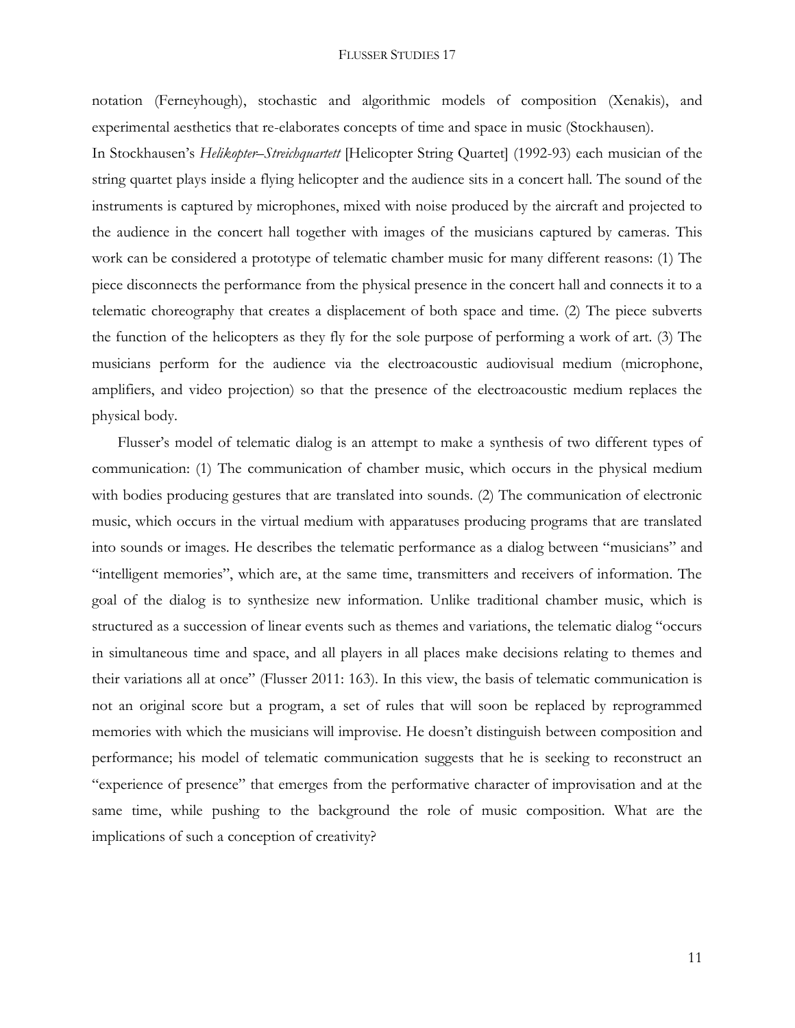notation (Ferneyhough), stochastic and algorithmic models of composition (Xenakis), and experimental aesthetics that re-elaborates concepts of time and space in music (Stockhausen).

In Stockhausen's *Helikopter–Streichquartett* [Helicopter String Quartet] (1992-93) each musician of the string quartet plays inside a flying helicopter and the audience sits in a concert hall. The sound of the instruments is captured by microphones, mixed with noise produced by the aircraft and projected to the audience in the concert hall together with images of the musicians captured by cameras. This work can be considered a prototype of telematic chamber music for many different reasons: (1) The piece disconnects the performance from the physical presence in the concert hall and connects it to a telematic choreography that creates a displacement of both space and time. (2) The piece subverts the function of the helicopters as they fly for the sole purpose of performing a work of art. (3) The musicians perform for the audience via the electroacoustic audiovisual medium (microphone, amplifiers, and video projection) so that the presence of the electroacoustic medium replaces the physical body.

Flusser's model of telematic dialog is an attempt to make a synthesis of two different types of communication: (1) The communication of chamber music, which occurs in the physical medium with bodies producing gestures that are translated into sounds. (2) The communication of electronic music, which occurs in the virtual medium with apparatuses producing programs that are translated into sounds or images. He describes the telematic performance as a dialog between "musicians" and "intelligent memories", which are, at the same time, transmitters and receivers of information. The goal of the dialog is to synthesize new information. Unlike traditional chamber music, which is structured as a succession of linear events such as themes and variations, the telematic dialog "occurs in simultaneous time and space, and all players in all places make decisions relating to themes and their variations all at once" (Flusser 2011: 163). In this view, the basis of telematic communication is not an original score but a program, a set of rules that will soon be replaced by reprogrammed memories with which the musicians will improvise. He doesn't distinguish between composition and performance; his model of telematic communication suggests that he is seeking to reconstruct an "experience of presence" that emerges from the performative character of improvisation and at the same time, while pushing to the background the role of music composition. What are the implications of such a conception of creativity?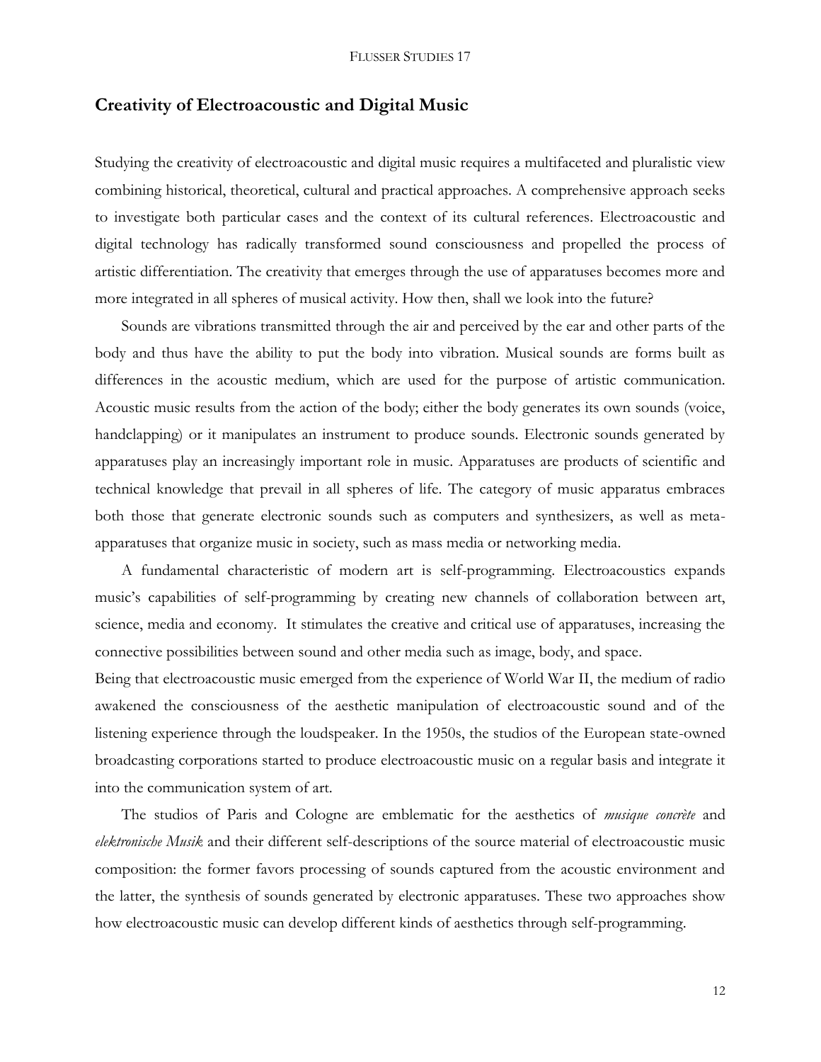## Creativity of Electroacoustic and Digital Music

Studying the creativity of electroacoustic and digital music requires a multifaceted and pluralistic view combining historical, theoretical, cultural and practical approaches. A comprehensive approach seeks to investigate both particular cases and the context of its cultural references. Electroacoustic and digital technology has radically transformed sound consciousness and propelled the process of artistic differentiation. The creativity that emerges through the use of apparatuses becomes more and more integrated in all spheres of musical activity. How then, shall we look into the future?

Sounds are vibrations transmitted through the air and perceived by the ear and other parts of the body and thus have the ability to put the body into vibration. Musical sounds are forms built as differences in the acoustic medium, which are used for the purpose of artistic communication. Acoustic music results from the action of the body; either the body generates its own sounds (voice, handclapping) or it manipulates an instrument to produce sounds. Electronic sounds generated by apparatuses play an increasingly important role in music. Apparatuses are products of scientific and technical knowledge that prevail in all spheres of life. The category of music apparatus embraces both those that generate electronic sounds such as computers and synthesizers, as well as meta-apparatuses that organize music in society, such as mass media or networking media.

A fundamental characteristic of modern art is self-programming. Electroacoustics expands music's capabilities of self-programming by creating new channels of collaboration between art, science, media and economy. It stimulates the creative and critical use of apparatuses, increasing the connective possibilities between sound and other media such as image, body, and space.

Being that electroacoustic music emerged from the experience of World War II, the medium of radio awakened the consciousness of the aesthetic manipulation of electroacoustic sound and of the listening experience through the loudspeaker. In the 1950s, the studios of the European state-owned broadcasting corporations started to produce electroacoustic music on a regular basis and integrate it into the communication system of art.

The studios of Paris and Cologne are emblematic for the aesthetics of *musique concrète* and *elektronische Musik* and their different self-descriptions of the source material of electroacoustic music composition: the former favors processing of sounds captured from the acoustic environment and the latter, the synthesis of sounds generated by electronic apparatuses. These two approaches show how electroacoustic music can develop different kinds of aesthetics through self-programming.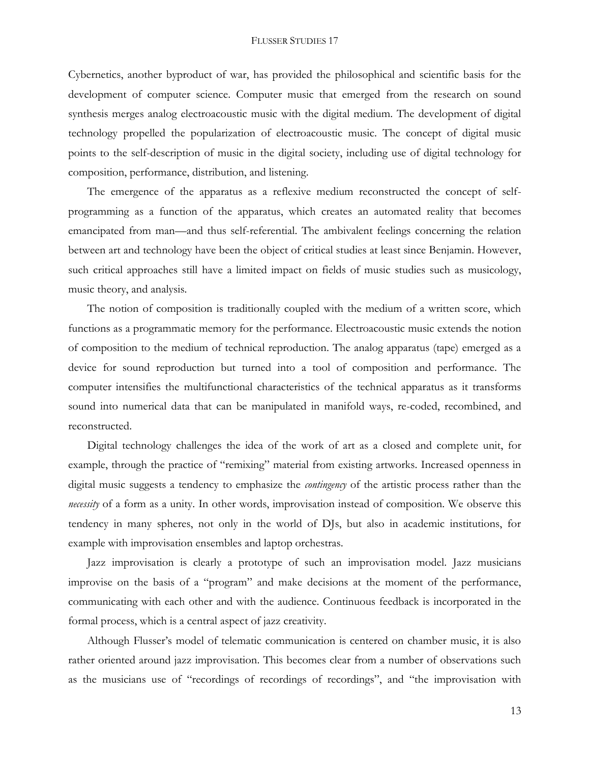Cybernetics, another byproduct of war, has provided the philosophical and scientific basis for the development of computer science. Computer music that emerged from the research on sound synthesis merges analog electroacoustic music with the digital medium. The development of digital technology propelled the popularization of electroacoustic music. The concept of digital music points to the self-description of music in the digital society, including use of digital technology for composition, performance, distribution, and listening.

The emergence of the apparatus as a reflexive medium reconstructed the concept of self-programming as a function of the apparatus, which creates an automated reality that becomes emancipated from man—and thus self-referential. The ambivalent feelings concerning the relation between art and technology have been the object of critical studies at least since Benjamin. However, such critical approaches still have a limited impact on fields of music studies such as musicology, music theory, and analysis.

The notion of composition is traditionally coupled with the medium of a written score, which functions as a programmatic memory for the performance. Electroacoustic music extends the notion of composition to the medium of technical reproduction. The analog apparatus (tape) emerged as a device for sound reproduction but turned into a tool of composition and performance. The computer intensifies the multifunctional characteristics of the technical apparatus as it transforms sound into numerical data that can be manipulated in manifold ways, re-coded, recombined, and reconstructed.

Digital technology challenges the idea of the work of art as a closed and complete unit, for example, through the practice of "remixing" material from existing artworks. Increased openness in digital music suggests a tendency to emphasize the *contingency* of the artistic process rather than the *necessity* of a form as a unity. In other words, improvisation instead of composition. We observe this tendency in many spheres, not only in the world of DJs, but also in academic institutions, for example with improvisation ensembles and laptop orchestras.

Jazz improvisation is clearly a prototype of such an improvisation model. Jazz musicians improvise on the basis of a "program" and make decisions at the moment of the performance, communicating with each other and with the audience. Continuous feedback is incorporated in the formal process, which is a central aspect of jazz creativity.

Although Flusser's model of telematic communication is centered on chamber music, it is also rather oriented around jazz improvisation. This becomes clear from a number of observations such as the musicians use of "recordings of recordings of recordings", and "the improvisation with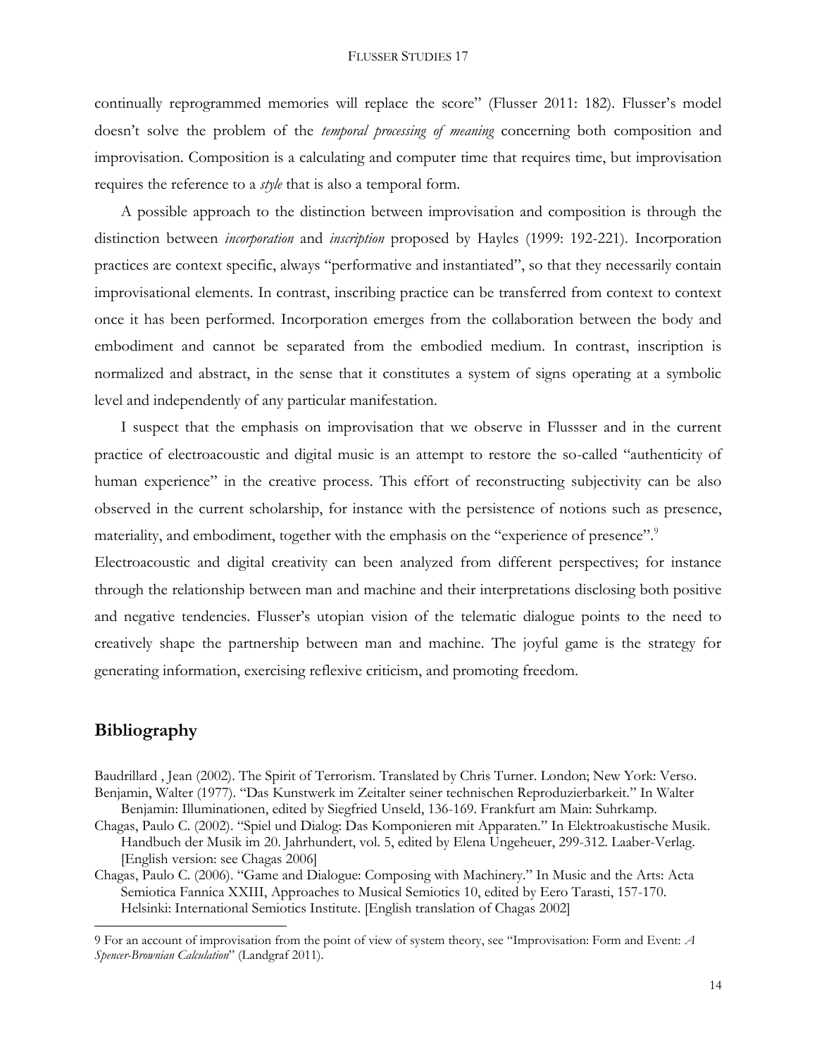continually reprogrammed memories will replace the score" (Flusser 2011: 182). Flusser's model doesn't solve the problem of the *temporal processing of meaning* concerning both composition and improvisation. Composition is a calculating and computer time that requires time, but improvisation requires the reference to a *style* that is also a temporal form.

A possible approach to the distinction between improvisation and composition is through the distinction between *incorporation* and *inscription* proposed by Hayles (1999: 192-221). Incorporation practices are context specific, always "performative and instantiated", so that they necessarily contain improvisational elements. In contrast, inscribing practice can be transferred from context to context once it has been performed. Incorporation emerges from the collaboration between the body and embodiment and cannot be separated from the embodied medium. In contrast, inscription is normalized and abstract, in the sense that it constitutes a system of signs operating at a symbolic level and independently of any particular manifestation.

I suspect that the emphasis on improvisation that we observe in Flussser and in the current practice of electroacoustic and digital music is an attempt to restore the so-called "authenticity of human experience" in the creative process. This effort of reconstructing subjectivity can be also observed in the current scholarship, for instance with the persistence of notions such as presence, materiality, and embodiment, together with the emphasis on the "experience of presence".[9]

Electroacoustic and digital creativity can been analyzed from different perspectives; for instance through the relationship between man and machine and their interpretations disclosing both positive and negative tendencies. Flusser's utopian vision of the telematic dialogue points to the need to creatively shape the partnership between man and machine. The joyful game is the strategy for generating information, exercising reflexive criticism, and promoting freedom.

## Bibliography

Baudrillard , Jean (2002). The Spirit of Terrorism. Translated by Chris Turner. London; New York: Verso.

Benjamin, Walter (1977). "Das Kunstwerk im Zeitalter seiner technischen Reproduzierbarkeit." In Walter Benjamin: Illuminationen, edited by Siegfried Unseld, 136-169. Frankfurt am Main: Suhrkamp.

Chagas, Paulo C. (2002). "Spiel und Dialog: Das Komponieren mit Apparaten." In Elektroakustische Musik. Handbuch der Musik im 20. Jahrhundert, vol. 5, edited by Elena Ungeheuer, 299-312. Laaber-Verlag. [English version: see Chagas 2006]

Chagas, Paulo C. (2006). "Game and Dialogue: Composing with Machinery." In Music and the Arts: Acta Semiotica Fannica XXIII, Approaches to Musical Semiotics 10, edited by Eero Tarasti, 157-170. Helsinki: International Semiotics Institute. [English translation of Chagas 2002]

---

9 For an account of improvisation from the point of view of system theory, see "Improvisation: Form and Event: *A Spencer-Brownian Calculation*" (Landgraf 2011).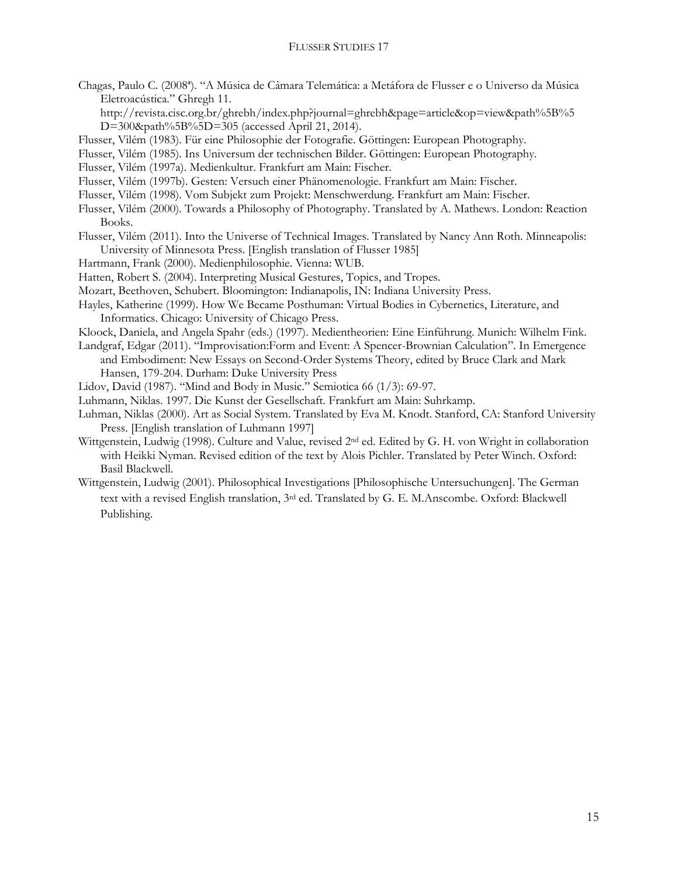Chagas, Paulo C. (2008ª). "A Música de Câmara Telemática: a Metáfora de Flusser e o Universo da Música Eletroacústica." Ghregh 11. http://revista.cisc.org.br/ghrebh/index.php?journal=ghrebh&page=article&op=view&path%5B%5D=300&path%5B%5D=305 (accessed April 21, 2014).

Flusser, Vilém (1983). Für eine Philosophie der Fotografie. Göttingen: European Photography.

Flusser, Vilém (1985). Ins Universum der technischen Bilder. Göttingen: European Photography.

Flusser, Vilém (1997a). Medienkultur. Frankfurt am Main: Fischer.

Flusser, Vilém (1997b). Gesten: Versuch einer Phänomenologie. Frankfurt am Main: Fischer.

Flusser, Vilém (1998). Vom Subjekt zum Projekt: Menschwerdung. Frankfurt am Main: Fischer.

Flusser, Vilém (2000). Towards a Philosophy of Photography. Translated by A. Mathews. London: Reaction Books.

Flusser, Vilém (2011). Into the Universe of Technical Images. Translated by Nancy Ann Roth. Minneapolis: University of Minnesota Press. [English translation of Flusser 1985]

Hartmann, Frank (2000). Medienphilosophie. Vienna: WUB.

Hatten, Robert S. (2004). Interpreting Musical Gestures, Topics, and Tropes.

Mozart, Beethoven, Schubert. Bloomington: Indianapolis, IN: Indiana University Press.

Hayles, Katherine (1999). How We Became Posthuman: Virtual Bodies in Cybernetics, Literature, and Informatics. Chicago: University of Chicago Press.

Kloock, Daniela, and Angela Spahr (eds.) (1997). Medientheorien: Eine Einführung. Munich: Wilhelm Fink.

Landgraf, Edgar (2011). "Improvisation:Form and Event: A Spencer-Brownian Calculation". In Emergence and Embodiment: New Essays on Second-Order Systems Theory, edited by Bruce Clark and Mark Hansen, 179-204. Durham: Duke University Press

Lidov, David (1987). "Mind and Body in Music." Semiotica 66 (1/3): 69-97.

Luhmann, Niklas. 1997. Die Kunst der Gesellschaft. Frankfurt am Main: Suhrkamp.

Luhman, Niklas (2000). Art as Social System. Translated by Eva M. Knodt. Stanford, CA: Stanford University Press. [English translation of Luhmann 1997]

Wittgenstein, Ludwig (1998). Culture and Value, revised 2nd ed. Edited by G. H. von Wright in collaboration with Heikki Nyman. Revised edition of the text by Alois Pichler. Translated by Peter Winch. Oxford: Basil Blackwell.

Wittgenstein, Ludwig (2001). Philosophical Investigations [Philosophische Untersuchungen]. The German text with a revised English translation, 3rd ed. Translated by G. E. M.Anscombe. Oxford: Blackwell Publishing.